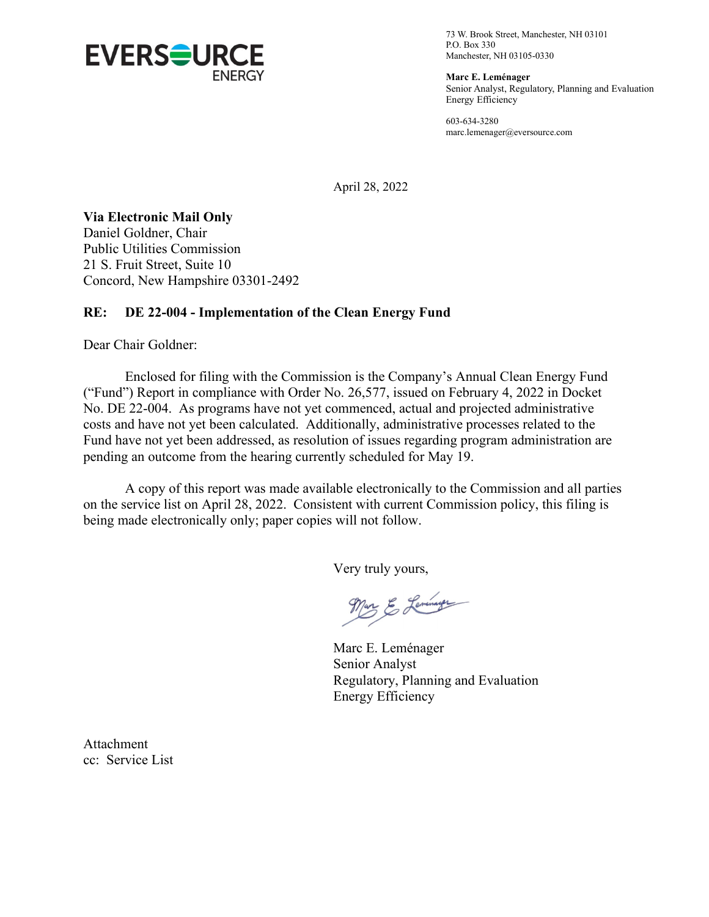EVERSOURCE ENERGY

73 W. Brook Street, Manchester, NH 03101
P.O. Box 330
Manchester, NH 03105-0330

**Marc E. Leménager**
Senior Analyst, Regulatory, Planning and Evaluation
Energy Efficiency

603-634-3280
marc.lemenager@eversource.com

April 28, 2022

**Via Electronic Mail Only**
Daniel Goldner, Chair
Public Utilities Commission
21 S. Fruit Street, Suite 10
Concord, New Hampshire 03301-2492

**RE: DE 22-004 - Implementation of the Clean Energy Fund**

Dear Chair Goldner:

Enclosed for filing with the Commission is the Company's Annual Clean Energy Fund ("Fund") Report in compliance with Order No. 26,577, issued on February 4, 2022 in Docket No. DE 22-004. As programs have not yet commenced, actual and projected administrative costs and have not yet been calculated. Additionally, administrative processes related to the Fund have not yet been addressed, as resolution of issues regarding program administration are pending an outcome from the hearing currently scheduled for May 19.

A copy of this report was made available electronically to the Commission and all parties on the service list on April 28, 2022. Consistent with current Commission policy, this filing is being made electronically only; paper copies will not follow.

Very truly yours,

Marc E. Leménager
Senior Analyst
Regulatory, Planning and Evaluation
Energy Efficiency

Attachment
cc: Service List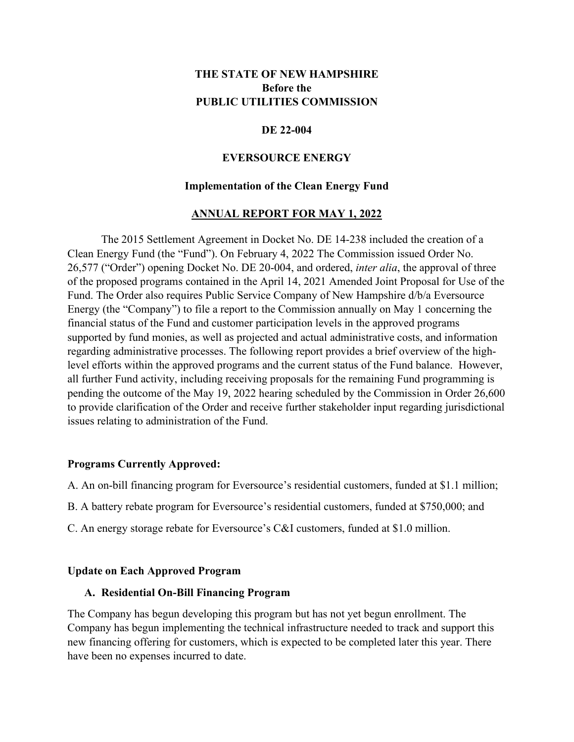**THE STATE OF NEW HAMPSHIRE**
**Before the**
**PUBLIC UTILITIES COMMISSION**

**DE 22-004**

**EVERSOURCE ENERGY**

**Implementation of the Clean Energy Fund**

**ANNUAL REPORT FOR MAY 1, 2022**

The 2015 Settlement Agreement in Docket No. DE 14-238 included the creation of a Clean Energy Fund (the "Fund"). On February 4, 2022 The Commission issued Order No. 26,577 ("Order") opening Docket No. DE 20-004, and ordered, *inter alia*, the approval of three of the proposed programs contained in the April 14, 2021 Amended Joint Proposal for Use of the Fund. The Order also requires Public Service Company of New Hampshire d/b/a Eversource Energy (the "Company") to file a report to the Commission annually on May 1 concerning the financial status of the Fund and customer participation levels in the approved programs supported by fund monies, as well as projected and actual administrative costs, and information regarding administrative processes. The following report provides a brief overview of the high-level efforts within the approved programs and the current status of the Fund balance. However, all further Fund activity, including receiving proposals for the remaining Fund programming is pending the outcome of the May 19, 2022 hearing scheduled by the Commission in Order 26,600 to provide clarification of the Order and receive further stakeholder input regarding jurisdictional issues relating to administration of the Fund.

**Programs Currently Approved:**

A. An on-bill financing program for Eversource's residential customers, funded at $1.1 million;

B. A battery rebate program for Eversource's residential customers, funded at $750,000; and

C. An energy storage rebate for Eversource's C&I customers, funded at $1.0 million.

**Update on Each Approved Program**

**A. Residential On-Bill Financing Program**

The Company has begun developing this program but has not yet begun enrollment. The Company has begun implementing the technical infrastructure needed to track and support this new financing offering for customers, which is expected to be completed later this year. There have been no expenses incurred to date.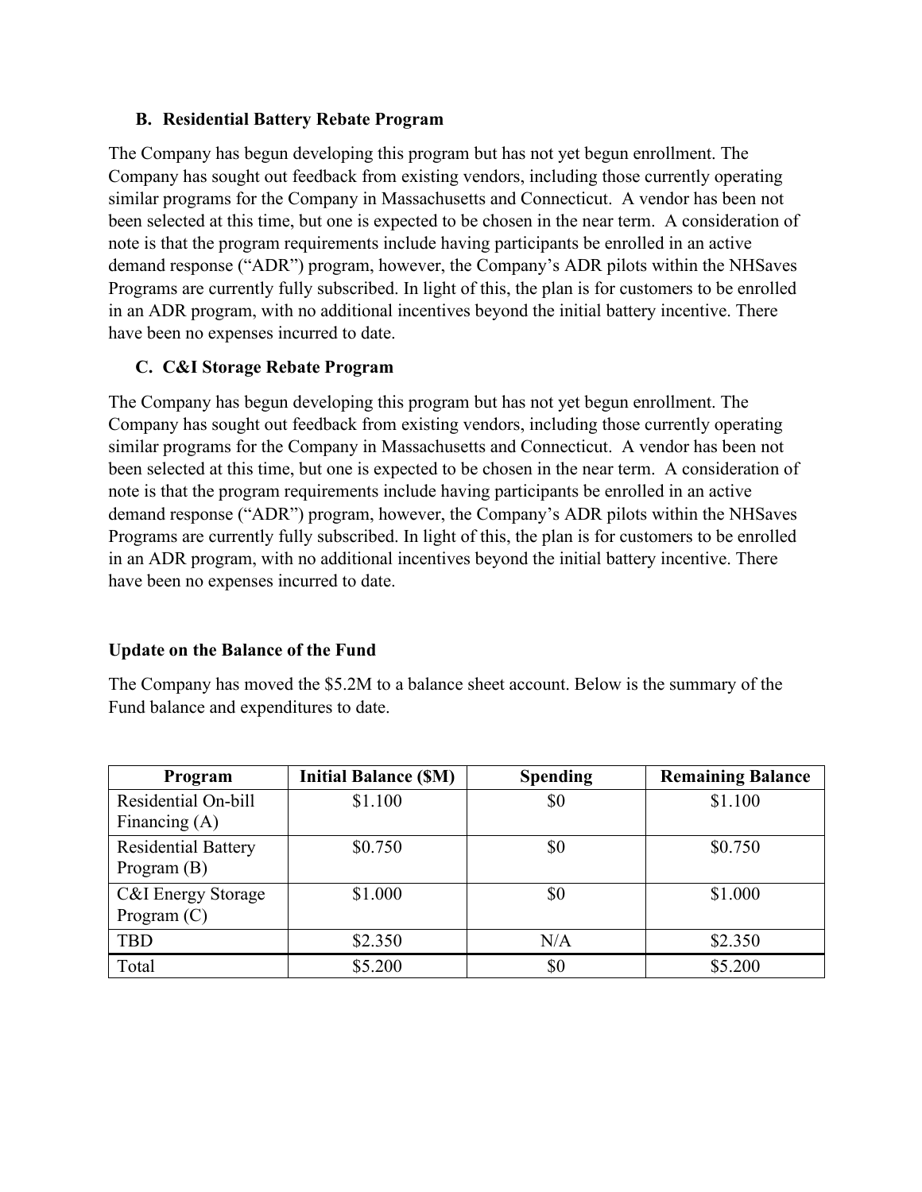### B. Residential Battery Rebate Program

The Company has begun developing this program but has not yet begun enrollment. The Company has sought out feedback from existing vendors, including those currently operating similar programs for the Company in Massachusetts and Connecticut. A vendor has been not been selected at this time, but one is expected to be chosen in the near term. A consideration of note is that the program requirements include having participants be enrolled in an active demand response ("ADR") program, however, the Company's ADR pilots within the NHSaves Programs are currently fully subscribed. In light of this, the plan is for customers to be enrolled in an ADR program, with no additional incentives beyond the initial battery incentive. There have been no expenses incurred to date.

### C. C&I Storage Rebate Program

The Company has begun developing this program but has not yet begun enrollment. The Company has sought out feedback from existing vendors, including those currently operating similar programs for the Company in Massachusetts and Connecticut. A vendor has been not been selected at this time, but one is expected to be chosen in the near term. A consideration of note is that the program requirements include having participants be enrolled in an active demand response ("ADR") program, however, the Company's ADR pilots within the NHSaves Programs are currently fully subscribed. In light of this, the plan is for customers to be enrolled in an ADR program, with no additional incentives beyond the initial battery incentive. There have been no expenses incurred to date.

**Update on the Balance of the Fund**

The Company has moved the $5.2M to a balance sheet account. Below is the summary of the Fund balance and expenditures to date.

| Program | Initial Balance ($M) | Spending | Remaining Balance |
|---|---|---|---|
| Residential On-bill Financing (A) | $1.100 | $0 | $1.100 |
| Residential Battery Program (B) | $0.750 | $0 | $0.750 |
| C&I Energy Storage Program (C) | $1.000 | $0 | $1.000 |
| TBD | $2.350 | N/A | $2.350 |
| Total | $5.200 | $0 | $5.200 |